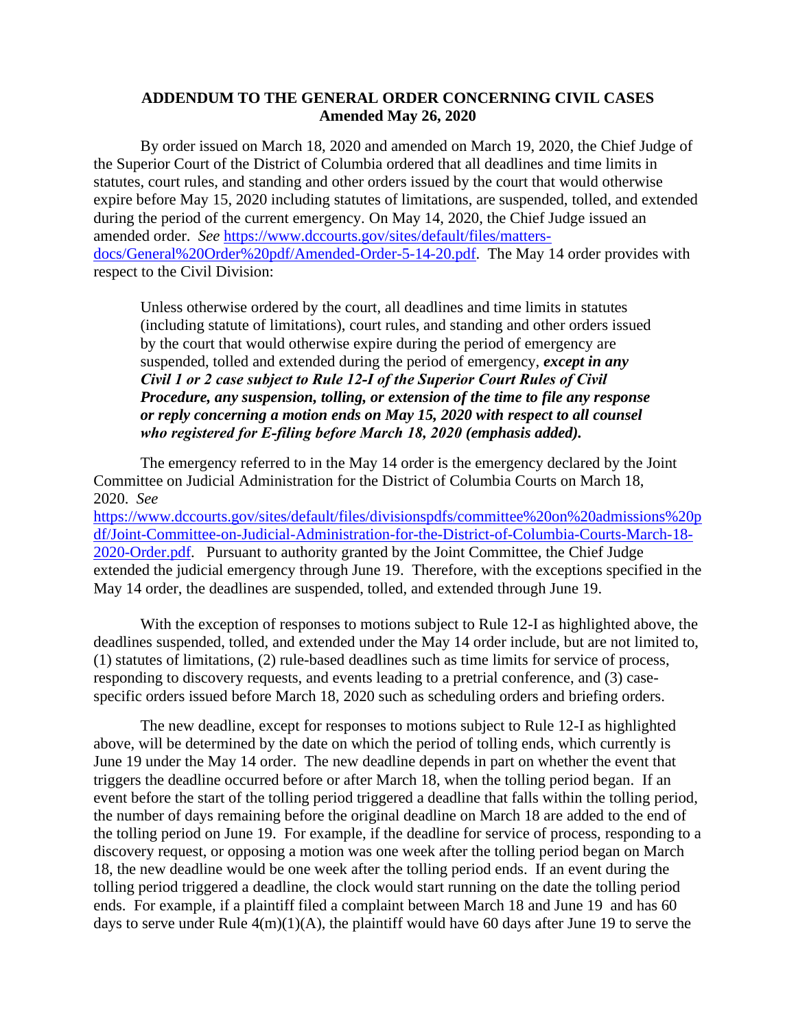**ADDENDUM TO THE GENERAL ORDER CONCERNING CIVIL CASES**
**Amended May 26, 2020**

By order issued on March 18, 2020 and amended on March 19, 2020, the Chief Judge of the Superior Court of the District of Columbia ordered that all deadlines and time limits in statutes, court rules, and standing and other orders issued by the court that would otherwise expire before May 15, 2020 including statutes of limitations, are suspended, tolled, and extended during the period of the current emergency. On May 14, 2020, the Chief Judge issued an amended order. *See* https://www.dccourts.gov/sites/default/files/matters-docs/General%20Order%20pdf/Amended-Order-5-14-20.pdf. The May 14 order provides with respect to the Civil Division:

> Unless otherwise ordered by the court, all deadlines and time limits in statutes (including statute of limitations), court rules, and standing and other orders issued by the court that would otherwise expire during the period of emergency are suspended, tolled and extended during the period of emergency, ***except in any Civil 1 or 2 case subject to Rule 12-I of the Superior Court Rules of Civil Procedure, any suspension, tolling, or extension of the time to file any response or reply concerning a motion ends on May 15, 2020 with respect to all counsel who registered for E-filing before March 18, 2020 (emphasis added).***

The emergency referred to in the May 14 order is the emergency declared by the Joint Committee on Judicial Administration for the District of Columbia Courts on March 18, 2020. *See* https://www.dccourts.gov/sites/default/files/divisionspdfs/committee%20on%20admissions%20pdf/Joint-Committee-on-Judicial-Administration-for-the-District-of-Columbia-Courts-March-18-2020-Order.pdf. Pursuant to authority granted by the Joint Committee, the Chief Judge extended the judicial emergency through June 19. Therefore, with the exceptions specified in the May 14 order, the deadlines are suspended, tolled, and extended through June 19.

With the exception of responses to motions subject to Rule 12-I as highlighted above, the deadlines suspended, tolled, and extended under the May 14 order include, but are not limited to, (1) statutes of limitations, (2) rule-based deadlines such as time limits for service of process, responding to discovery requests, and events leading to a pretrial conference, and (3) case-specific orders issued before March 18, 2020 such as scheduling orders and briefing orders.

The new deadline, except for responses to motions subject to Rule 12-I as highlighted above, will be determined by the date on which the period of tolling ends, which currently is June 19 under the May 14 order. The new deadline depends in part on whether the event that triggers the deadline occurred before or after March 18, when the tolling period began. If an event before the start of the tolling period triggered a deadline that falls within the tolling period, the number of days remaining before the original deadline on March 18 are added to the end of the tolling period on June 19. For example, if the deadline for service of process, responding to a discovery request, or opposing a motion was one week after the tolling period began on March 18, the new deadline would be one week after the tolling period ends. If an event during the tolling period triggered a deadline, the clock would start running on the date the tolling period ends. For example, if a plaintiff filed a complaint between March 18 and June 19 and has 60 days to serve under Rule 4(m)(1)(A), the plaintiff would have 60 days after June 19 to serve the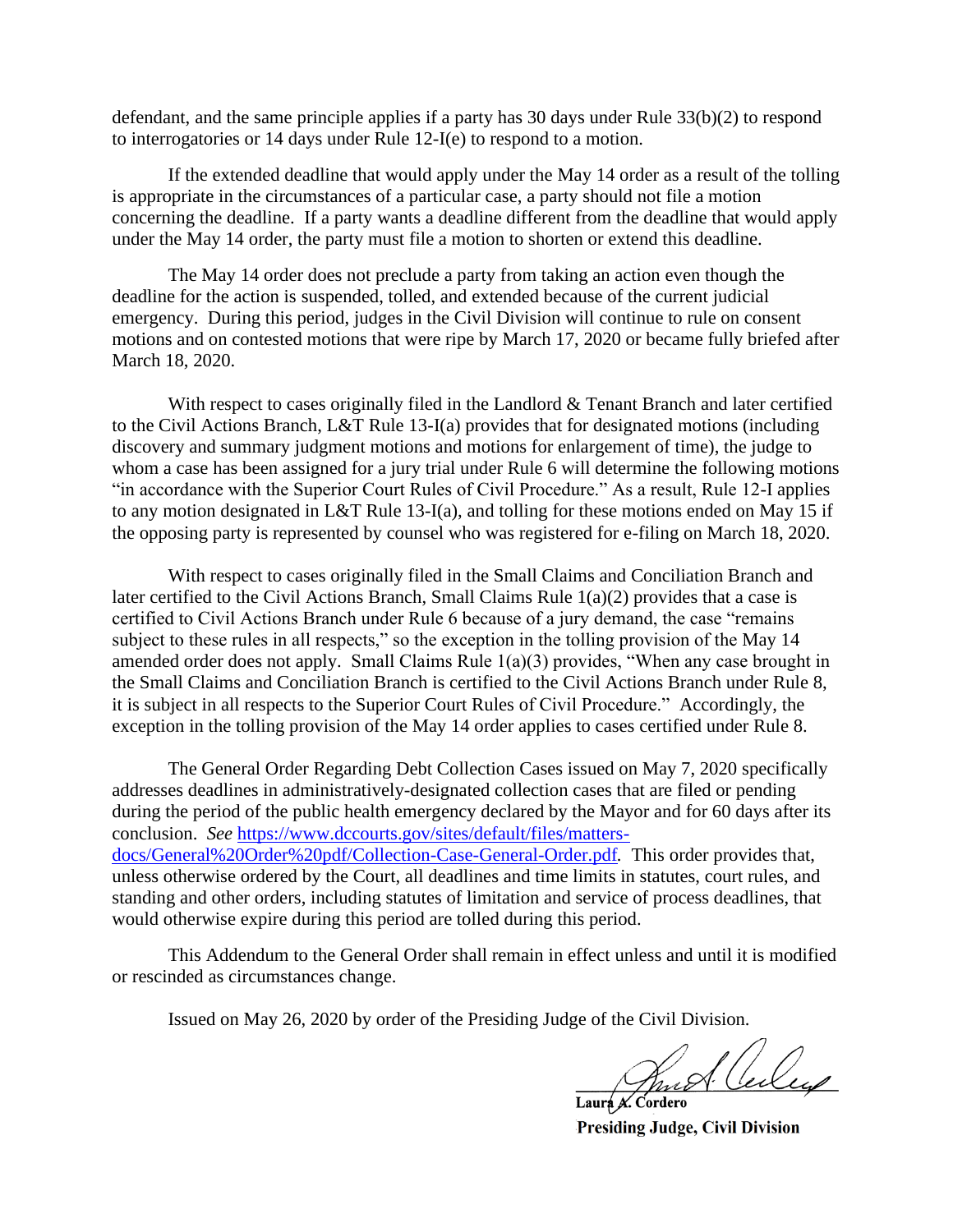defendant, and the same principle applies if a party has 30 days under Rule 33(b)(2) to respond to interrogatories or 14 days under Rule 12-I(e) to respond to a motion.

If the extended deadline that would apply under the May 14 order as a result of the tolling is appropriate in the circumstances of a particular case, a party should not file a motion concerning the deadline. If a party wants a deadline different from the deadline that would apply under the May 14 order, the party must file a motion to shorten or extend this deadline.

The May 14 order does not preclude a party from taking an action even though the deadline for the action is suspended, tolled, and extended because of the current judicial emergency. During this period, judges in the Civil Division will continue to rule on consent motions and on contested motions that were ripe by March 17, 2020 or became fully briefed after March 18, 2020.

With respect to cases originally filed in the Landlord & Tenant Branch and later certified to the Civil Actions Branch, L&T Rule 13-I(a) provides that for designated motions (including discovery and summary judgment motions and motions for enlargement of time), the judge to whom a case has been assigned for a jury trial under Rule 6 will determine the following motions "in accordance with the Superior Court Rules of Civil Procedure." As a result, Rule 12-I applies to any motion designated in L&T Rule 13-I(a), and tolling for these motions ended on May 15 if the opposing party is represented by counsel who was registered for e-filing on March 18, 2020.

With respect to cases originally filed in the Small Claims and Conciliation Branch and later certified to the Civil Actions Branch, Small Claims Rule 1(a)(2) provides that a case is certified to Civil Actions Branch under Rule 6 because of a jury demand, the case "remains subject to these rules in all respects," so the exception in the tolling provision of the May 14 amended order does not apply. Small Claims Rule 1(a)(3) provides, "When any case brought in the Small Claims and Conciliation Branch is certified to the Civil Actions Branch under Rule 8, it is subject in all respects to the Superior Court Rules of Civil Procedure." Accordingly, the exception in the tolling provision of the May 14 order applies to cases certified under Rule 8.

The General Order Regarding Debt Collection Cases issued on May 7, 2020 specifically addresses deadlines in administratively-designated collection cases that are filed or pending during the period of the public health emergency declared by the Mayor and for 60 days after its conclusion. *See* https://www.dccourts.gov/sites/default/files/matters-docs/General%20Order%20pdf/Collection-Case-General-Order.pdf. This order provides that, unless otherwise ordered by the Court, all deadlines and time limits in statutes, court rules, and standing and other orders, including statutes of limitation and service of process deadlines, that would otherwise expire during this period are tolled during this period.

This Addendum to the General Order shall remain in effect unless and until it is modified or rescinded as circumstances change.

Issued on May 26, 2020 by order of the Presiding Judge of the Civil Division.

**Laura A. Cordero**
**Presiding Judge, Civil Division**